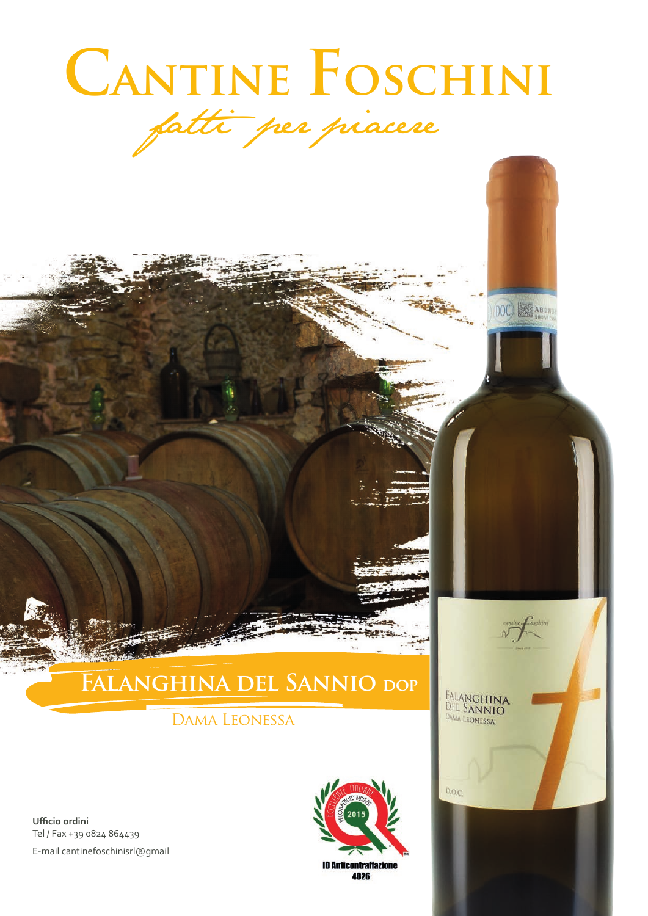# Cantine Foschini

*fatti per piacere*

## Falanghina del Sannio DOP

Dama Leonessa

**Ufficio ordini**
Tel / Fax +39 0824 864439
E-mail cantinefoschinisrl@gmail

ID Anticontraffazione
4826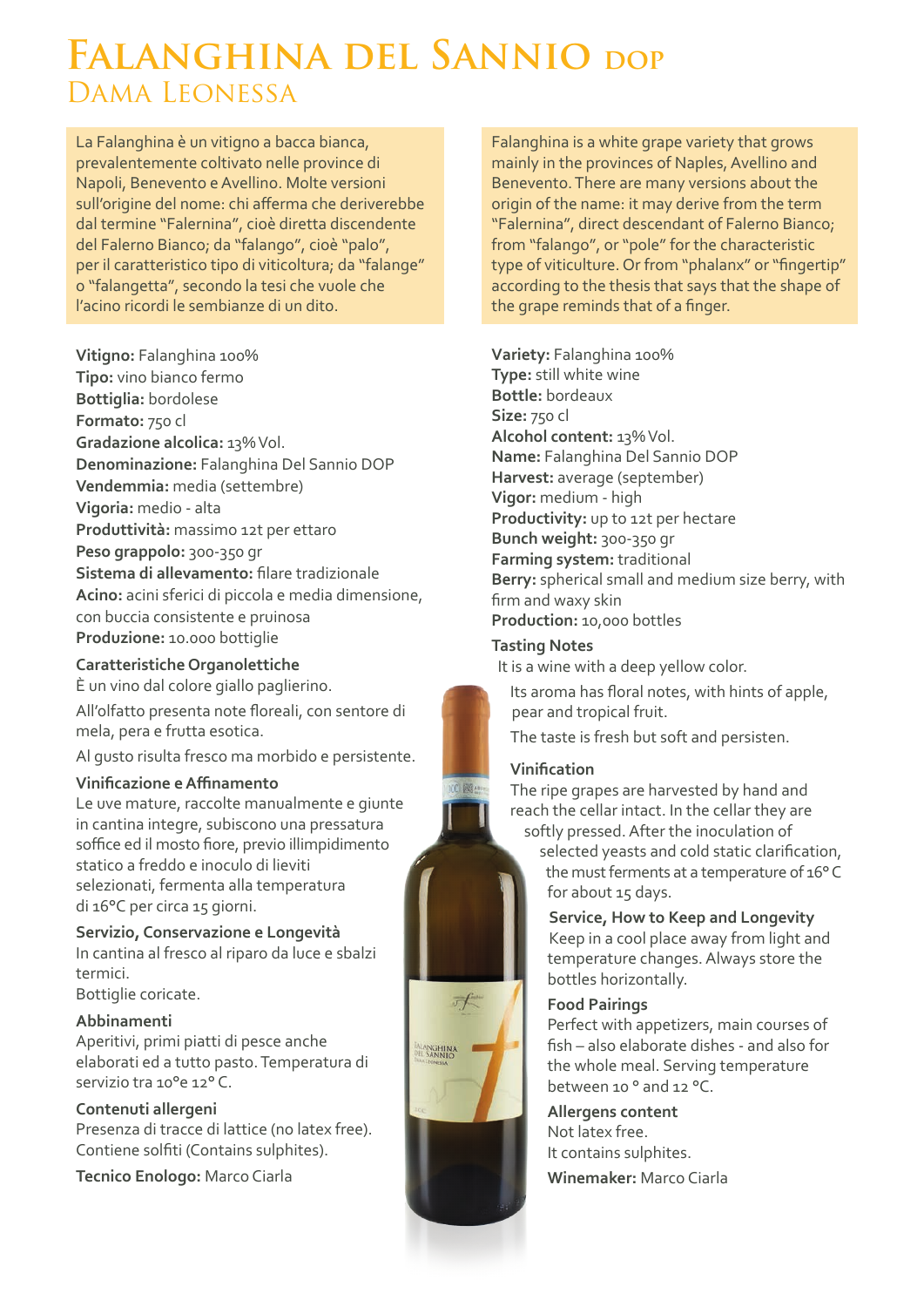# Falanghina del Sannio DOP

## Dama Leonessa

La Falanghina è un vitigno a bacca bianca, prevalentemente coltivato nelle province di Napoli, Benevento e Avellino. Molte versioni sull'origine del nome: chi afferma che deriverebbe dal termine "Falernina", cioè diretta discendente del Falerno Bianco; da "falango", cioè "palo", per il caratteristico tipo di viticoltura; da "falange" o "falangetta", secondo la tesi che vuole che l'acino ricordi le sembianze di un dito.

**Vitigno:** Falanghina 100%
**Tipo:** vino bianco fermo
**Bottiglia:** bordolese
**Formato:** 750 cl
**Gradazione alcolica:** 13% Vol.
**Denominazione:** Falanghina Del Sannio DOP
**Vendemmia:** media (settembre)
**Vigoria:** medio - alta
**Produttività:** massimo 12t per ettaro
**Peso grappolo:** 300-350 gr
**Sistema di allevamento:** filare tradizionale
**Acino:** acini sferici di piccola e media dimensione, con buccia consistente e pruinosa
**Produzione:** 10.000 bottiglie

**Caratteristiche Organolettiche**
È un vino dal colore giallo paglierino.

All'olfatto presenta note floreali, con sentore di mela, pera e frutta esotica.

Al gusto risulta fresco ma morbido e persistente.

**Vinificazione e Affinamento**
Le uve mature, raccolte manualmente e giunte in cantina integre, subiscono una pressatura soffice ed il mosto fiore, previo illimpidimento statico a freddo e inoculo di lieviti selezionati, fermenta alla temperatura di 16°C per circa 15 giorni.

**Servizio, Conservazione e Longevità**
In cantina al fresco al riparo da luce e sbalzi termici.
Bottiglie coricate.

**Abbinamenti**
Aperitivi, primi piatti di pesce anche elaborati ed a tutto pasto. Temperatura di servizio tra 10°e 12° C.

**Contenuti allergeni**
Presenza di tracce di lattice (no latex free).
Contiene solfiti (Contains sulphites).

**Tecnico Enologo:** Marco Ciarla

---

Falanghina is a white grape variety that grows mainly in the provinces of Naples, Avellino and Benevento. There are many versions about the origin of the name: it may derive from the term "Falernina", direct descendant of Falerno Bianco; from "falango", or "pole" for the characteristic type of viticulture. Or from "phalanx" or "fingertip" according to the thesis that says that the shape of the grape reminds that of a finger.

**Variety:** Falanghina 100%
**Type:** still white wine
**Bottle:** bordeaux
**Size:** 750 cl
**Alcohol content:** 13% Vol.
**Name:** Falanghina Del Sannio DOP
**Harvest:** average (september)
**Vigor:** medium - high
**Productivity:** up to 12t per hectare
**Bunch weight:** 300-350 gr
**Farming system:** traditional
**Berry:** spherical small and medium size berry, with firm and waxy skin
**Production:** 10,000 bottles

**Tasting Notes**
It is a wine with a deep yellow color.

Its aroma has floral notes, with hints of apple, pear and tropical fruit.

The taste is fresh but soft and persisten.

**Vinification**
The ripe grapes are harvested by hand and reach the cellar intact. In the cellar they are softly pressed. After the inoculation of selected yeasts and cold static clarification, the must ferments at a temperature of 16° C for about 15 days.

**Service, How to Keep and Longevity**
Keep in a cool place away from light and temperature changes. Always store the bottles horizontally.

**Food Pairings**
Perfect with appetizers, main courses of fish – also elaborate dishes - and also for the whole meal. Serving temperature between 10 ° and 12 °C.

**Allergens content**
Not latex free.
It contains sulphites.

**Winemaker:** Marco Ciarla